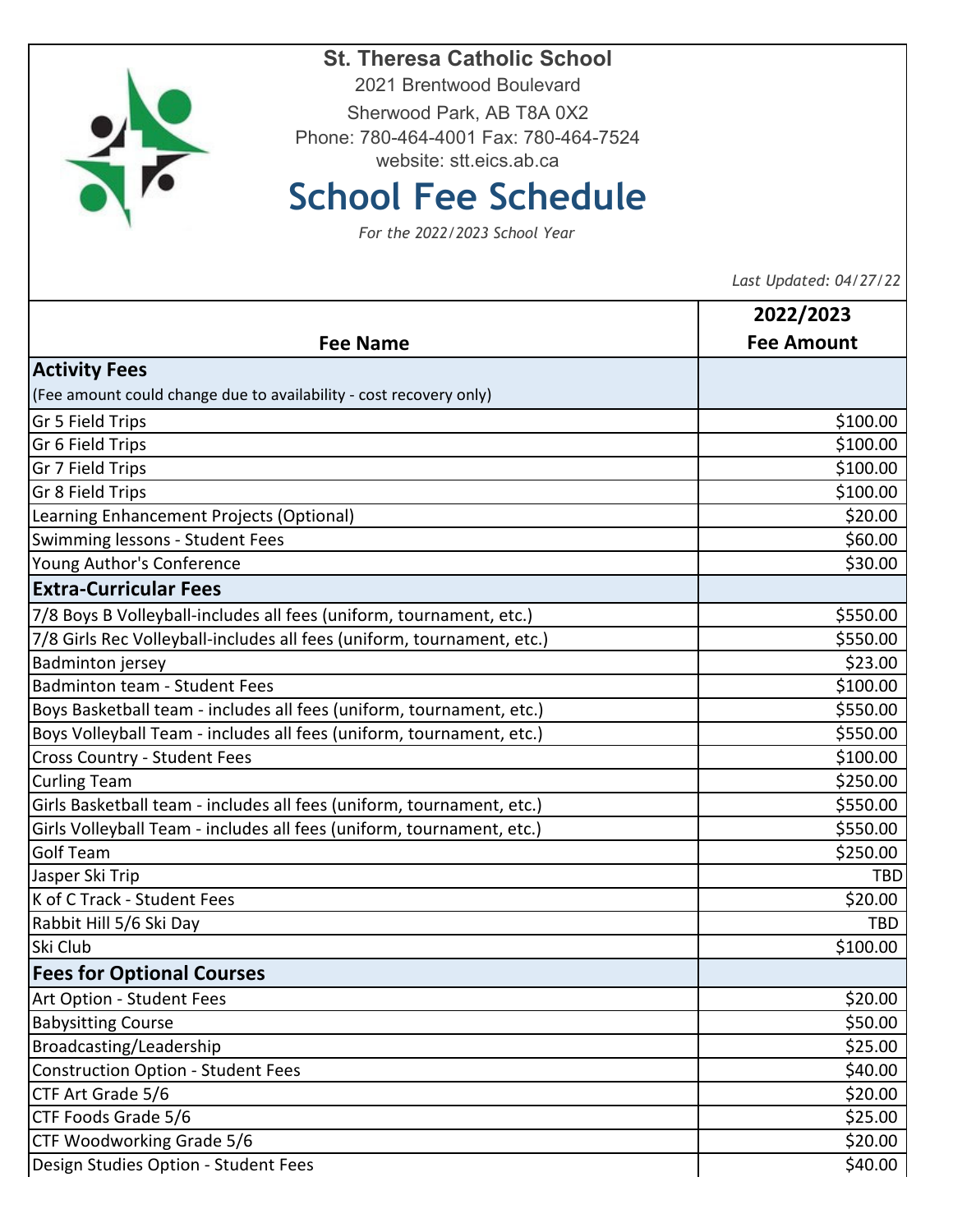**St. Theresa Catholic School**

2021 Brentwood Boulevard

Sherwood Park, AB T8A 0X2

Phone: 780-464-4001 Fax: 780-464-7524

website: stt.eics.ab.ca

# School Fee Schedule

*For the 2022/2023 School Year*

*Last Updated: 04/27/22*

| Fee Name | 2022/2023 Fee Amount |
|---|---|
| **Activity Fees** (Fee amount could change due to availability - cost recovery only) | |
| Gr 5 Field Trips | $100.00 |
| Gr 6 Field Trips | $100.00 |
| Gr 7 Field Trips | $100.00 |
| Gr 8 Field Trips | $100.00 |
| Learning Enhancement Projects (Optional) | $20.00 |
| Swimming lessons - Student Fees | $60.00 |
| Young Author's Conference | $30.00 |
| **Extra-Curricular Fees** | |
| 7/8 Boys B Volleyball-includes all fees (uniform, tournament, etc.) | $550.00 |
| 7/8 Girls Rec Volleyball-includes all fees (uniform, tournament, etc.) | $550.00 |
| Badminton jersey | $23.00 |
| Badminton team - Student Fees | $100.00 |
| Boys Basketball team - includes all fees (uniform, tournament, etc.) | $550.00 |
| Boys Volleyball Team - includes all fees (uniform, tournament, etc.) | $550.00 |
| Cross Country - Student Fees | $100.00 |
| Curling Team | $250.00 |
| Girls Basketball team - includes all fees (uniform, tournament, etc.) | $550.00 |
| Girls Volleyball Team - includes all fees (uniform, tournament, etc.) | $550.00 |
| Golf Team | $250.00 |
| Jasper Ski Trip | TBD |
| K of C Track - Student Fees | $20.00 |
| Rabbit Hill 5/6 Ski Day | TBD |
| Ski Club | $100.00 |
| **Fees for Optional Courses** | |
| Art Option - Student Fees | $20.00 |
| Babysitting Course | $50.00 |
| Broadcasting/Leadership | $25.00 |
| Construction Option - Student Fees | $40.00 |
| CTF Art Grade 5/6 | $20.00 |
| CTF Foods Grade 5/6 | $25.00 |
| CTF Woodworking Grade 5/6 | $20.00 |
| Design Studies Option - Student Fees | $40.00 |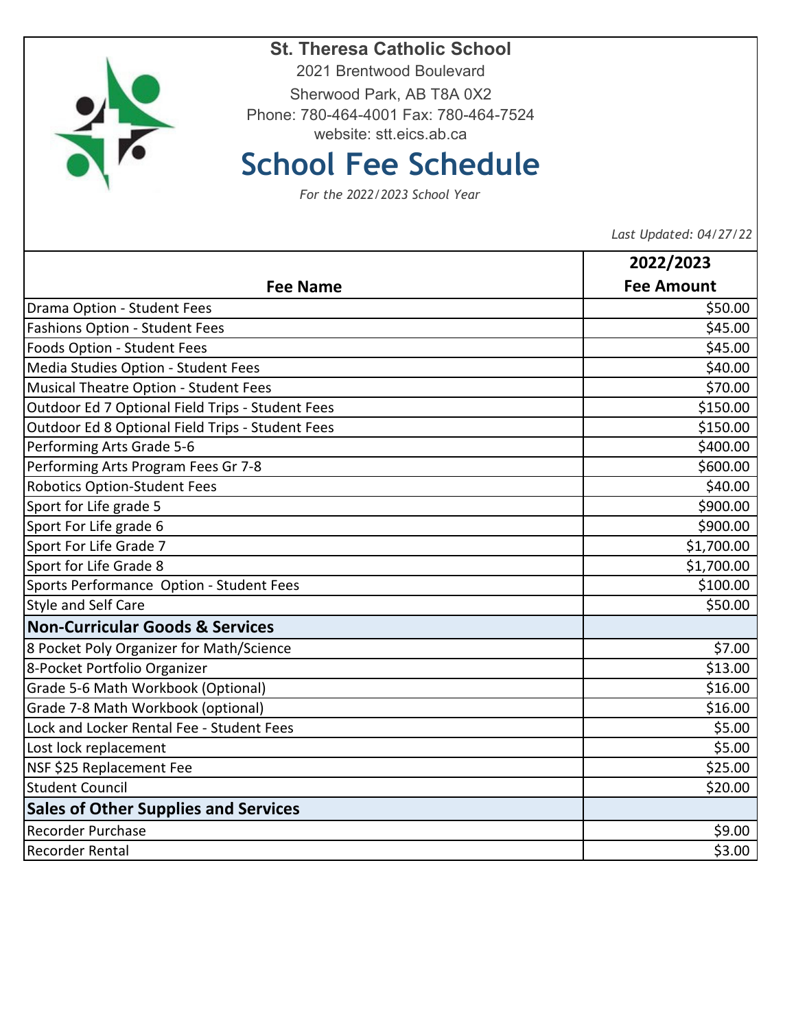**St. Theresa Catholic School**

2021 Brentwood Boulevard

Sherwood Park, AB T8A 0X2

Phone: 780-464-4001 Fax: 780-464-7524

website: stt.eics.ab.ca

# School Fee Schedule

*For the 2022/2023 School Year*

*Last Updated: 04/27/22*

| Fee Name | 2022/2023 Fee Amount |
|---|---|
| Drama Option - Student Fees | $50.00 |
| Fashions Option - Student Fees | $45.00 |
| Foods Option - Student Fees | $45.00 |
| Media Studies Option - Student Fees | $40.00 |
| Musical Theatre Option - Student Fees | $70.00 |
| Outdoor Ed 7 Optional Field Trips - Student Fees | $150.00 |
| Outdoor Ed 8 Optional Field Trips - Student Fees | $150.00 |
| Performing Arts Grade 5-6 | $400.00 |
| Performing Arts Program Fees Gr 7-8 | $600.00 |
| Robotics Option-Student Fees | $40.00 |
| Sport for Life grade 5 | $900.00 |
| Sport For Life grade 6 | $900.00 |
| Sport For Life Grade 7 | $1,700.00 |
| Sport for Life Grade 8 | $1,700.00 |
| Sports Performance Option - Student Fees | $100.00 |
| Style and Self Care | $50.00 |
| **Non-Curricular Goods & Services** | |
| 8 Pocket Poly Organizer for Math/Science | $7.00 |
| 8-Pocket Portfolio Organizer | $13.00 |
| Grade 5-6 Math Workbook (Optional) | $16.00 |
| Grade 7-8 Math Workbook (optional) | $16.00 |
| Lock and Locker Rental Fee - Student Fees | $5.00 |
| Lost lock replacement | $5.00 |
| NSF $25 Replacement Fee | $25.00 |
| Student Council | $20.00 |
| **Sales of Other Supplies and Services** | |
| Recorder Purchase | $9.00 |
| Recorder Rental | $3.00 |